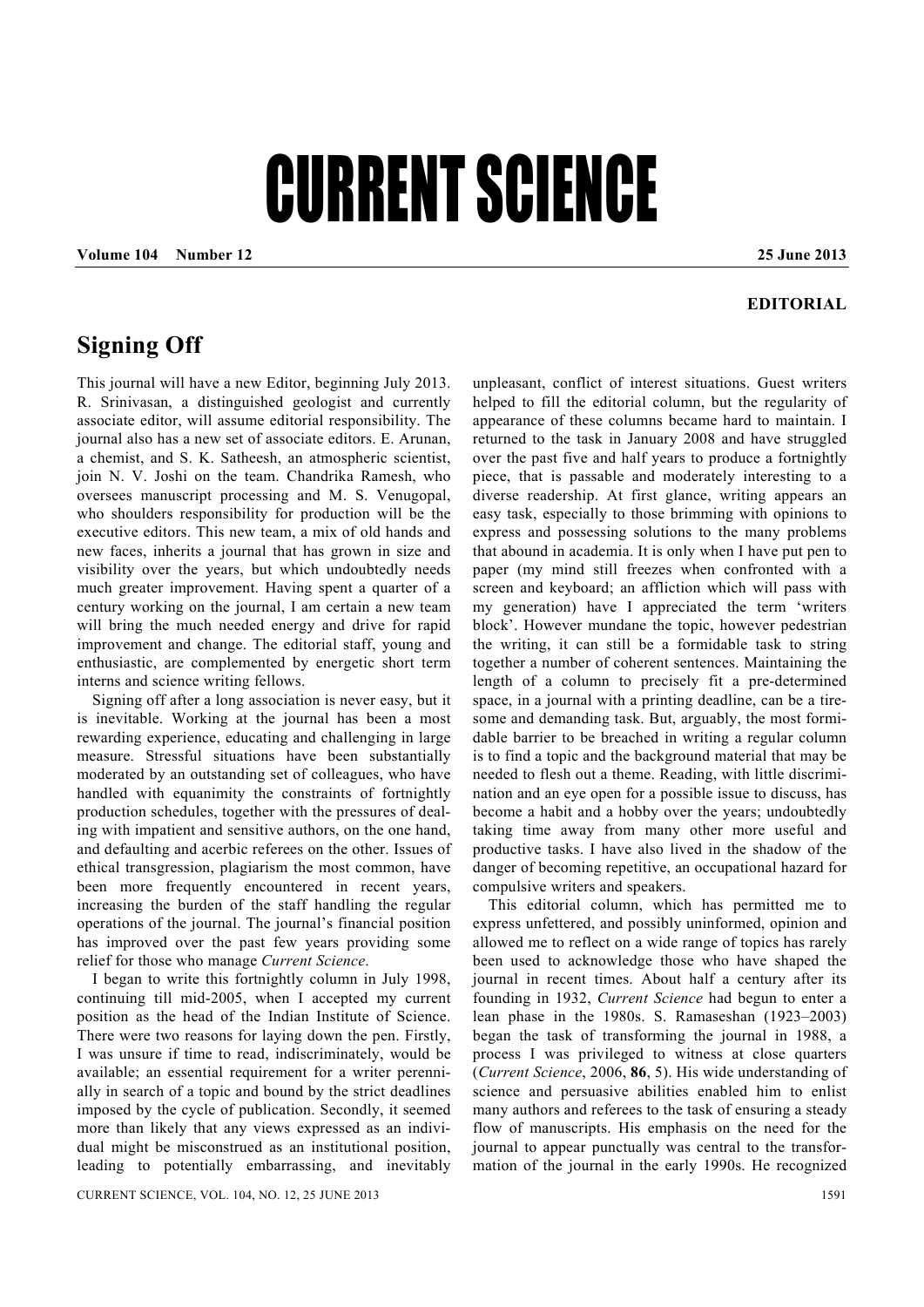# CURRENT SCIENCE

**Volume 104 Number 12** **25 June 2013**

**EDITORIAL**

## Signing Off

This journal will have a new Editor, beginning July 2013. R. Srinivasan, a distinguished geologist and currently associate editor, will assume editorial responsibility. The journal also has a new set of associate editors. E. Arunan, a chemist, and S. K. Satheesh, an atmospheric scientist, join N. V. Joshi on the team. Chandrika Ramesh, who oversees manuscript processing and M. S. Venugopal, who shoulders responsibility for production will be the executive editors. This new team, a mix of old hands and new faces, inherits a journal that has grown in size and visibility over the years, but which undoubtedly needs much greater improvement. Having spent a quarter of a century working on the journal, I am certain a new team will bring the much needed energy and drive for rapid improvement and change. The editorial staff, young and enthusiastic, are complemented by energetic short term interns and science writing fellows.

Signing off after a long association is never easy, but it is inevitable. Working at the journal has been a most rewarding experience, educating and challenging in large measure. Stressful situations have been substantially moderated by an outstanding set of colleagues, who have handled with equanimity the constraints of fortnightly production schedules, together with the pressures of dealing with impatient and sensitive authors, on the one hand, and defaulting and acerbic referees on the other. Issues of ethical transgression, plagiarism the most common, have been more frequently encountered in recent years, increasing the burden of the staff handling the regular operations of the journal. The journal's financial position has improved over the past few years providing some relief for those who manage *Current Science*.

I began to write this fortnightly column in July 1998, continuing till mid-2005, when I accepted my current position as the head of the Indian Institute of Science. There were two reasons for laying down the pen. Firstly, I was unsure if time to read, indiscriminately, would be available; an essential requirement for a writer perennially in search of a topic and bound by the strict deadlines imposed by the cycle of publication. Secondly, it seemed more than likely that any views expressed as an individual might be misconstrued as an institutional position, leading to potentially embarrassing, and inevitably unpleasant, conflict of interest situations. Guest writers helped to fill the editorial column, but the regularity of appearance of these columns became hard to maintain. I returned to the task in January 2008 and have struggled over the past five and half years to produce a fortnightly piece, that is passable and moderately interesting to a diverse readership. At first glance, writing appears an easy task, especially to those brimming with opinions to express and possessing solutions to the many problems that abound in academia. It is only when I have put pen to paper (my mind still freezes when confronted with a screen and keyboard; an affliction which will pass with my generation) have I appreciated the term 'writers block'. However mundane the topic, however pedestrian the writing, it can still be a formidable task to string together a number of coherent sentences. Maintaining the length of a column to precisely fit a pre-determined space, in a journal with a printing deadline, can be a tiresome and demanding task. But, arguably, the most formidable barrier to be breached in writing a regular column is to find a topic and the background material that may be needed to flesh out a theme. Reading, with little discrimination and an eye open for a possible issue to discuss, has become a habit and a hobby over the years; undoubtedly taking time away from many other more useful and productive tasks. I have also lived in the shadow of the danger of becoming repetitive, an occupational hazard for compulsive writers and speakers.

This editorial column, which has permitted me to express unfettered, and possibly uninformed, opinion and allowed me to reflect on a wide range of topics has rarely been used to acknowledge those who have shaped the journal in recent times. About half a century after its founding in 1932, *Current Science* had begun to enter a lean phase in the 1980s. S. Ramaseshan (1923–2003) began the task of transforming the journal in 1988, a process I was privileged to witness at close quarters (*Current Science*, 2006, **86**, 5). His wide understanding of science and persuasive abilities enabled him to enlist many authors and referees to the task of ensuring a steady flow of manuscripts. His emphasis on the need for the journal to appear punctually was central to the transformation of the journal in the early 1990s. He recognized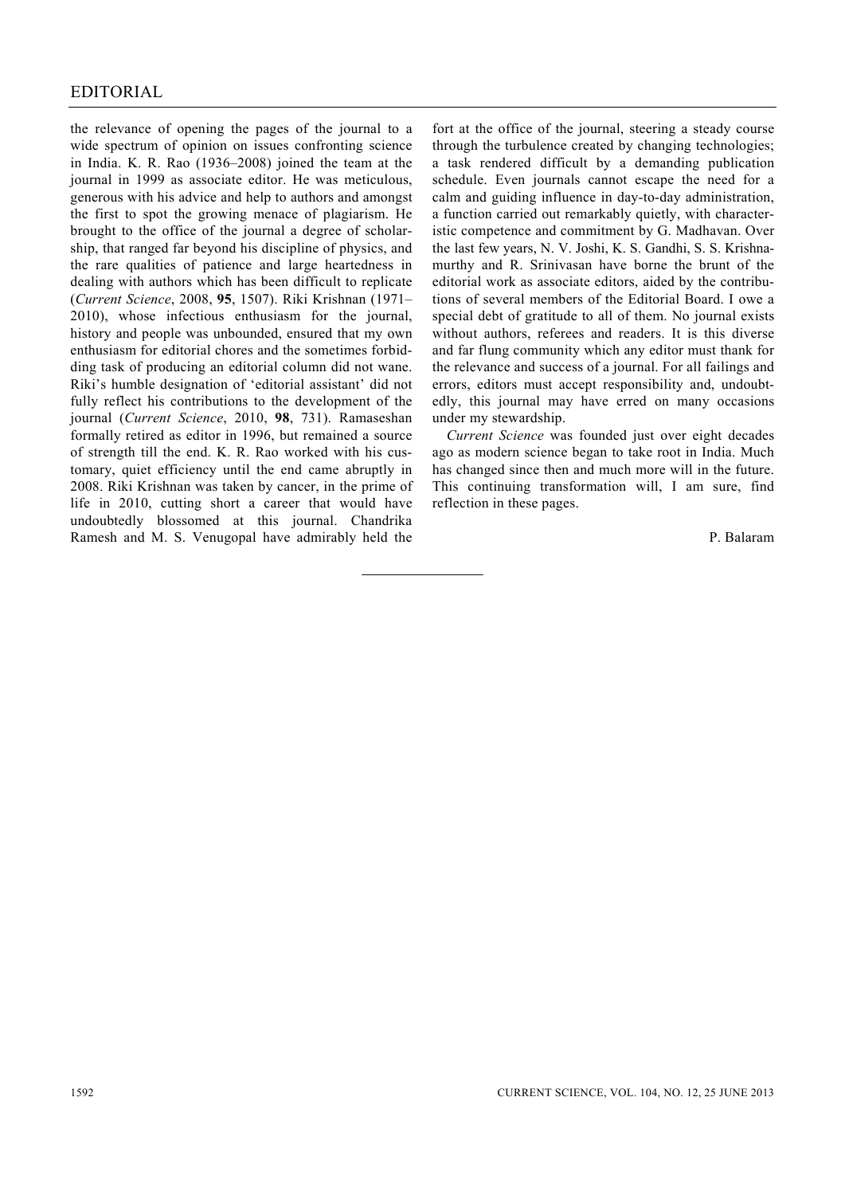the relevance of opening the pages of the journal to a wide spectrum of opinion on issues confronting science in India. K. R. Rao (1936–2008) joined the team at the journal in 1999 as associate editor. He was meticulous, generous with his advice and help to authors and amongst the first to spot the growing menace of plagiarism. He brought to the office of the journal a degree of scholarship, that ranged far beyond his discipline of physics, and the rare qualities of patience and large heartedness in dealing with authors which has been difficult to replicate (*Current Science*, 2008, **95**, 1507). Riki Krishnan (1971–2010), whose infectious enthusiasm for the journal, history and people was unbounded, ensured that my own enthusiasm for editorial chores and the sometimes forbidding task of producing an editorial column did not wane. Riki's humble designation of 'editorial assistant' did not fully reflect his contributions to the development of the journal (*Current Science*, 2010, **98**, 731). Ramaseshan formally retired as editor in 1996, but remained a source of strength till the end. K. R. Rao worked with his customary, quiet efficiency until the end came abruptly in 2008. Riki Krishnan was taken by cancer, in the prime of life in 2010, cutting short a career that would have undoubtedly blossomed at this journal. Chandrika Ramesh and M. S. Venugopal have admirably held the fort at the office of the journal, steering a steady course through the turbulence created by changing technologies; a task rendered difficult by a demanding publication schedule. Even journals cannot escape the need for a calm and guiding influence in day-to-day administration, a function carried out remarkably quietly, with characteristic competence and commitment by G. Madhavan. Over the last few years, N. V. Joshi, K. S. Gandhi, S. S. Krishnamurthy and R. Srinivasan have borne the brunt of the editorial work as associate editors, aided by the contributions of several members of the Editorial Board. I owe a special debt of gratitude to all of them. No journal exists without authors, referees and readers. It is this diverse and far flung community which any editor must thank for the relevance and success of a journal. For all failings and errors, editors must accept responsibility and, undoubtedly, this journal may have erred on many occasions under my stewardship.

*Current Science* was founded just over eight decades ago as modern science began to take root in India. Much has changed since then and much more will in the future. This continuing transformation will, I am sure, find reflection in these pages.

P. Balaram